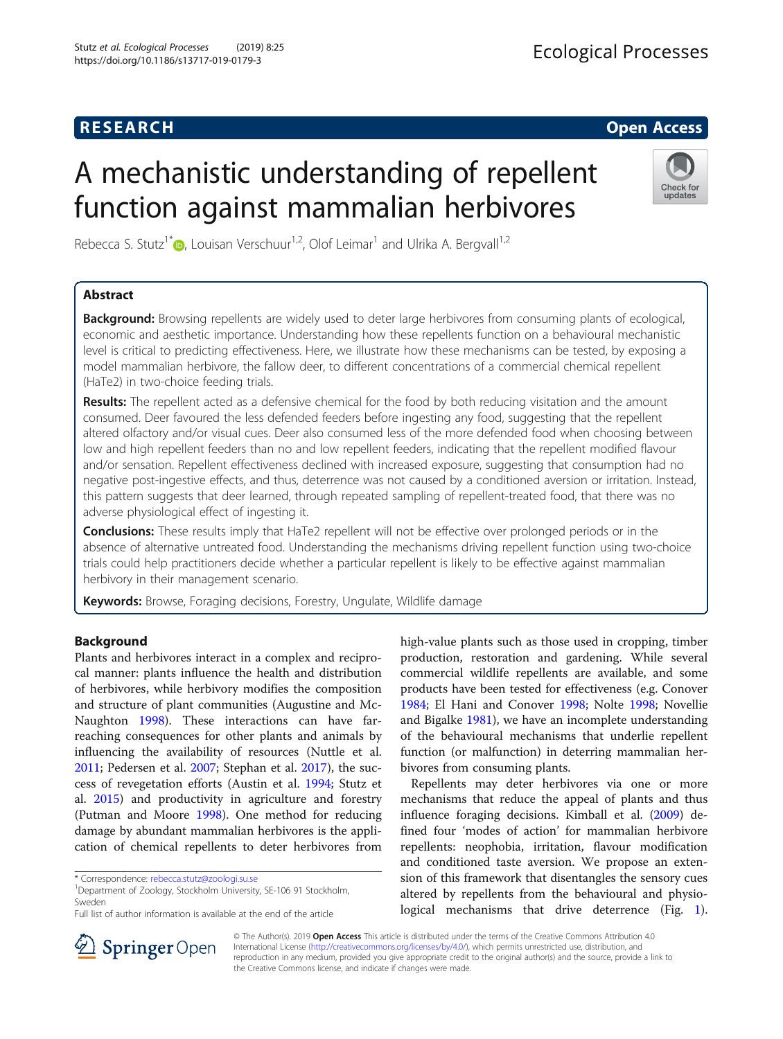**RESEARCH** **Open Access**

# A mechanistic understanding of repellent function against mammalian herbivores

Rebecca S. Stutz[1*], Louisan Verschuur[1,2], Olof Leimar[1] and Ulrika A. Bergvall[1,2]

## Abstract

**Background:** Browsing repellents are widely used to deter large herbivores from consuming plants of ecological, economic and aesthetic importance. Understanding how these repellents function on a behavioural mechanistic level is critical to predicting effectiveness. Here, we illustrate how these mechanisms can be tested, by exposing a model mammalian herbivore, the fallow deer, to different concentrations of a commercial chemical repellent (HaTe2) in two-choice feeding trials.

**Results:** The repellent acted as a defensive chemical for the food by both reducing visitation and the amount consumed. Deer favoured the less defended feeders before ingesting any food, suggesting that the repellent altered olfactory and/or visual cues. Deer also consumed less of the more defended food when choosing between low and high repellent feeders than no and low repellent feeders, indicating that the repellent modified flavour and/or sensation. Repellent effectiveness declined with increased exposure, suggesting that consumption had no negative post-ingestive effects, and thus, deterrence was not caused by a conditioned aversion or irritation. Instead, this pattern suggests that deer learned, through repeated sampling of repellent-treated food, that there was no adverse physiological effect of ingesting it.

**Conclusions:** These results imply that HaTe2 repellent will not be effective over prolonged periods or in the absence of alternative untreated food. Understanding the mechanisms driving repellent function using two-choice trials could help practitioners decide whether a particular repellent is likely to be effective against mammalian herbivory in their management scenario.

**Keywords:** Browse, Foraging decisions, Forestry, Ungulate, Wildlife damage

## Background

Plants and herbivores interact in a complex and reciprocal manner: plants influence the health and distribution of herbivores, while herbivory modifies the composition and structure of plant communities (Augustine and McNaughton 1998). These interactions can have far-reaching consequences for other plants and animals by influencing the availability of resources (Nuttle et al. 2011; Pedersen et al. 2007; Stephan et al. 2017), the success of revegetation efforts (Austin et al. 1994; Stutz et al. 2015) and productivity in agriculture and forestry (Putman and Moore 1998). One method for reducing damage by abundant mammalian herbivores is the application of chemical repellents to deter herbivores from high-value plants such as those used in cropping, timber production, restoration and gardening. While several commercial wildlife repellents are available, and some products have been tested for effectiveness (e.g. Conover 1984; El Hani and Conover 1998; Nolte 1998; Novellie and Bigalke 1981), we have an incomplete understanding of the behavioural mechanisms that underlie repellent function (or malfunction) in deterring mammalian herbivores from consuming plants.

Repellents may deter herbivores via one or more mechanisms that reduce the appeal of plants and thus influence foraging decisions. Kimball et al. (2009) defined four 'modes of action' for mammalian herbivore repellents: neophobia, irritation, flavour modification and conditioned taste aversion. We propose an extension of this framework that disentangles the sensory cues altered by repellents from the behavioural and physiological mechanisms that drive deterrence (Fig. 1).

\* Correspondence: rebecca.stutz@zoologi.su.se
[1]Department of Zoology, Stockholm University, SE-106 91 Stockholm, Sweden
Full list of author information is available at the end of the article

© The Author(s). 2019 **Open Access** This article is distributed under the terms of the Creative Commons Attribution 4.0 International License (http://creativecommons.org/licenses/by/4.0/), which permits unrestricted use, distribution, and reproduction in any medium, provided you give appropriate credit to the original author(s) and the source, provide a link to the Creative Commons license, and indicate if changes were made.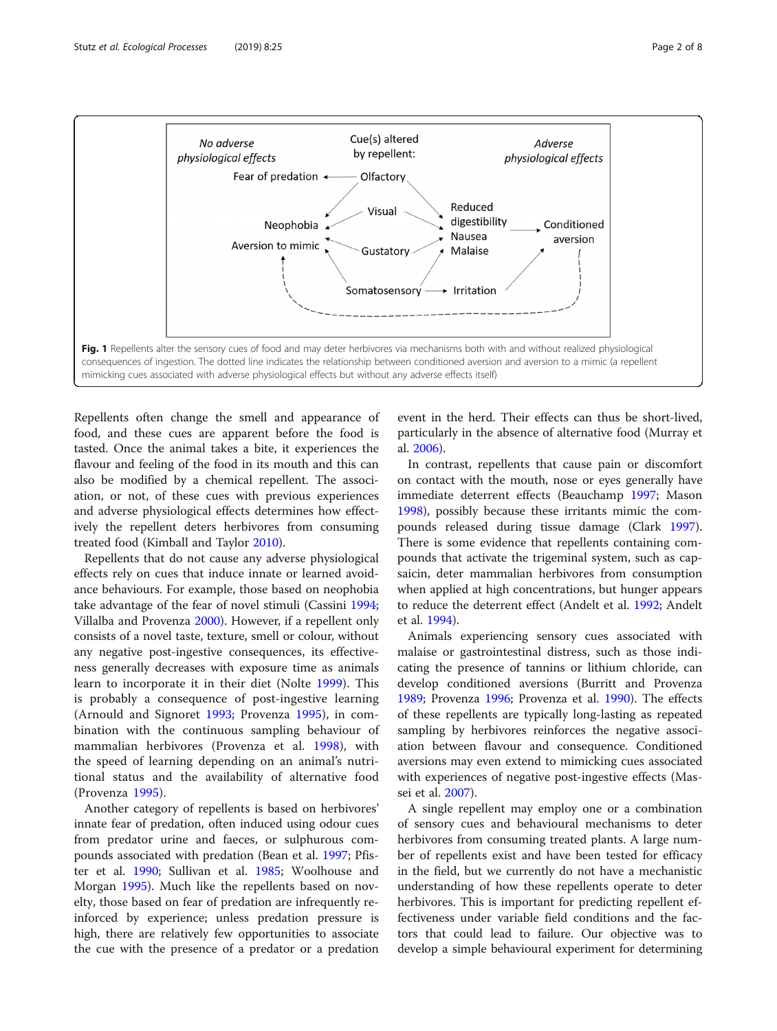**Fig. 1** Repellents alter the sensory cues of food and may deter herbivores via mechanisms both with and without realized physiological consequences of ingestion. The dotted line indicates the relationship between conditioned aversion and aversion to a mimic (a repellent mimicking cues associated with adverse physiological effects but without any adverse effects itself)

Repellents often change the smell and appearance of food, and these cues are apparent before the food is tasted. Once the animal takes a bite, it experiences the flavour and feeling of the food in its mouth and this can also be modified by a chemical repellent. The association, or not, of these cues with previous experiences and adverse physiological effects determines how effectively the repellent deters herbivores from consuming treated food (Kimball and Taylor 2010).

Repellents that do not cause any adverse physiological effects rely on cues that induce innate or learned avoidance behaviours. For example, those based on neophobia take advantage of the fear of novel stimuli (Cassini 1994; Villalba and Provenza 2000). However, if a repellent only consists of a novel taste, texture, smell or colour, without any negative post-ingestive consequences, its effectiveness generally decreases with exposure time as animals learn to incorporate it in their diet (Nolte 1999). This is probably a consequence of post-ingestive learning (Arnould and Signoret 1993; Provenza 1995), in combination with the continuous sampling behaviour of mammalian herbivores (Provenza et al. 1998), with the speed of learning depending on an animal's nutritional status and the availability of alternative food (Provenza 1995).

Another category of repellents is based on herbivores' innate fear of predation, often induced using odour cues from predator urine and faeces, or sulphurous compounds associated with predation (Bean et al. 1997; Pfister et al. 1990; Sullivan et al. 1985; Woolhouse and Morgan 1995). Much like the repellents based on novelty, those based on fear of predation are infrequently reinforced by experience; unless predation pressure is high, there are relatively few opportunities to associate the cue with the presence of a predator or a predation event in the herd. Their effects can thus be short-lived, particularly in the absence of alternative food (Murray et al. 2006).

In contrast, repellents that cause pain or discomfort on contact with the mouth, nose or eyes generally have immediate deterrent effects (Beauchamp 1997; Mason 1998), possibly because these irritants mimic the compounds released during tissue damage (Clark 1997). There is some evidence that repellents containing compounds that activate the trigeminal system, such as capsaicin, deter mammalian herbivores from consumption when applied at high concentrations, but hunger appears to reduce the deterrent effect (Andelt et al. 1992; Andelt et al. 1994).

Animals experiencing sensory cues associated with malaise or gastrointestinal distress, such as those indicating the presence of tannins or lithium chloride, can develop conditioned aversions (Burritt and Provenza 1989; Provenza 1996; Provenza et al. 1990). The effects of these repellents are typically long-lasting as repeated sampling by herbivores reinforces the negative association between flavour and consequence. Conditioned aversions may even extend to mimicking cues associated with experiences of negative post-ingestive effects (Massei et al. 2007).

A single repellent may employ one or a combination of sensory cues and behavioural mechanisms to deter herbivores from consuming treated plants. A large number of repellents exist and have been tested for efficacy in the field, but we currently do not have a mechanistic understanding of how these repellents operate to deter herbivores. This is important for predicting repellent effectiveness under variable field conditions and the factors that could lead to failure. Our objective was to develop a simple behavioural experiment for determining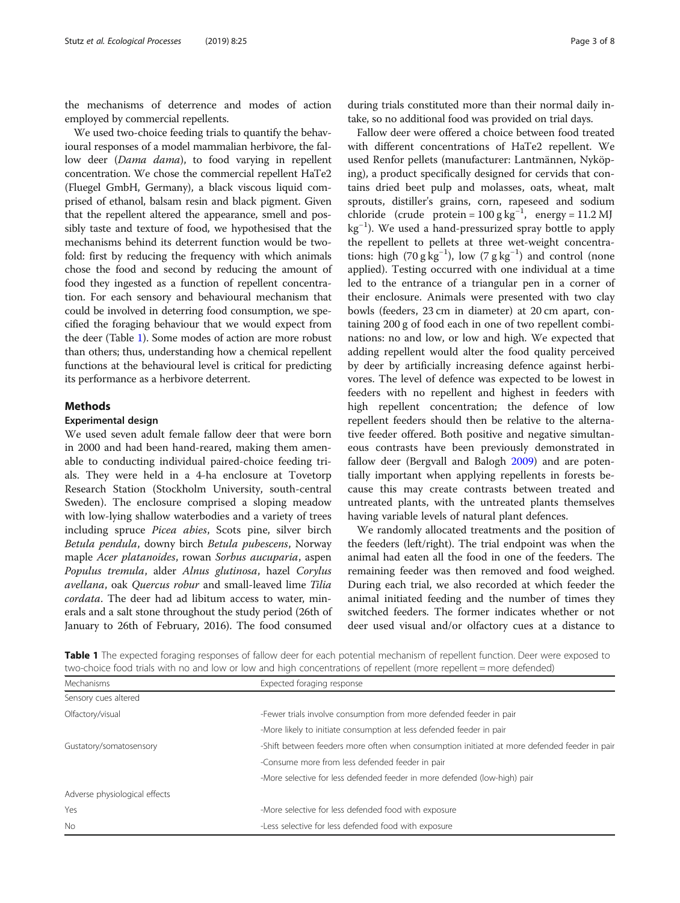the mechanisms of deterrence and modes of action employed by commercial repellents.

We used two-choice feeding trials to quantify the behavioural responses of a model mammalian herbivore, the fallow deer (*Dama dama*), to food varying in repellent concentration. We chose the commercial repellent HaTe2 (Fluegel GmbH, Germany), a black viscous liquid comprised of ethanol, balsam resin and black pigment. Given that the repellent altered the appearance, smell and possibly taste and texture of food, we hypothesised that the mechanisms behind its deterrent function would be twofold: first by reducing the frequency with which animals chose the food and second by reducing the amount of food they ingested as a function of repellent concentration. For each sensory and behavioural mechanism that could be involved in deterring food consumption, we specified the foraging behaviour that we would expect from the deer (Table 1). Some modes of action are more robust than others; thus, understanding how a chemical repellent functions at the behavioural level is critical for predicting its performance as a herbivore deterrent.

## Methods

### Experimental design

We used seven adult female fallow deer that were born in 2000 and had been hand-reared, making them amenable to conducting individual paired-choice feeding trials. They were held in a 4-ha enclosure at Tovetorp Research Station (Stockholm University, south-central Sweden). The enclosure comprised a sloping meadow with low-lying shallow waterbodies and a variety of trees including spruce *Picea abies*, Scots pine, silver birch *Betula pendula*, downy birch *Betula pubescens*, Norway maple *Acer platanoides*, rowan *Sorbus aucuparia*, aspen *Populus tremula*, alder *Alnus glutinosa*, hazel *Corylus avellana*, oak *Quercus robur* and small-leaved lime *Tilia cordata*. The deer had ad libitum access to water, minerals and a salt stone throughout the study period (26th of January to 26th of February, 2016). The food consumed during trials constituted more than their normal daily intake, so no additional food was provided on trial days.

Fallow deer were offered a choice between food treated with different concentrations of HaTe2 repellent. We used Renfor pellets (manufacturer: Lantmännen, Nyköping), a product specifically designed for cervids that contains dried beet pulp and molasses, oats, wheat, malt sprouts, distiller's grains, corn, rapeseed and sodium chloride (crude protein = 100 g kg$^{-1}$, energy = 11.2 MJ kg$^{-1}$). We used a hand-pressurized spray bottle to apply the repellent to pellets at three wet-weight concentrations: high (70 g kg$^{-1}$), low (7 g kg$^{-1}$) and control (none applied). Testing occurred with one individual at a time led to the entrance of a triangular pen in a corner of their enclosure. Animals were presented with two clay bowls (feeders, 23 cm in diameter) at 20 cm apart, containing 200 g of food each in one of two repellent combinations: no and low, or low and high. We expected that adding repellent would alter the food quality perceived by deer by artificially increasing defence against herbivores. The level of defence was expected to be lowest in feeders with no repellent and highest in feeders with high repellent concentration; the defence of low repellent feeders should then be relative to the alternative feeder offered. Both positive and negative simultaneous contrasts have been previously demonstrated in fallow deer (Bergvall and Balogh 2009) and are potentially important when applying repellents in forests because this may create contrasts between treated and untreated plants, with the untreated plants themselves having variable levels of natural plant defences.

We randomly allocated treatments and the position of the feeders (left/right). The trial endpoint was when the animal had eaten all the food in one of the feeders. The remaining feeder was then removed and food weighed. During each trial, we also recorded at which feeder the animal initiated feeding and the number of times they switched feeders. The former indicates whether or not deer used visual and/or olfactory cues at a distance to

**Table 1** The expected foraging responses of fallow deer for each potential mechanism of repellent function. Deer were exposed to two-choice food trials with no and low or low and high concentrations of repellent (more repellent = more defended)

| Mechanisms | Expected foraging response |
|---|---|
| Sensory cues altered | |
| Olfactory/visual | -Fewer trials involve consumption from more defended feeder in pair |
| | -More likely to initiate consumption at less defended feeder in pair |
| Gustatory/somatosensory | -Shift between feeders more often when consumption initiated at more defended feeder in pair |
| | -Consume more from less defended feeder in pair |
| | -More selective for less defended feeder in more defended (low-high) pair |
| Adverse physiological effects | |
| Yes | -More selective for less defended food with exposure |
| No | -Less selective for less defended food with exposure |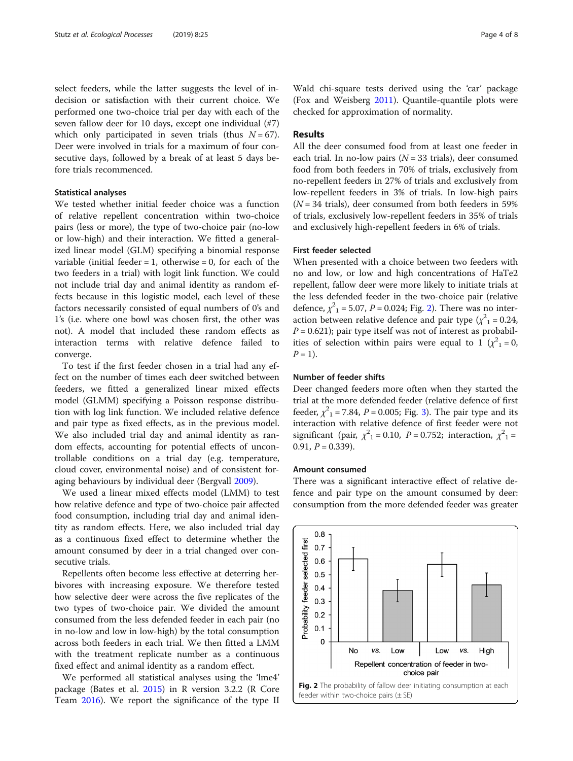select feeders, while the latter suggests the level of indecision or satisfaction with their current choice. We performed one two-choice trial per day with each of the seven fallow deer for 10 days, except one individual (#7) which only participated in seven trials (thus $N = 67$). Deer were involved in trials for a maximum of four consecutive days, followed by a break of at least 5 days before trials recommenced.

### Statistical analyses

We tested whether initial feeder choice was a function of relative repellent concentration within two-choice pairs (less or more), the type of two-choice pair (no-low or low-high) and their interaction. We fitted a generalized linear model (GLM) specifying a binomial response variable (initial feeder = 1, otherwise = 0, for each of the two feeders in a trial) with logit link function. We could not include trial day and animal identity as random effects because in this logistic model, each level of these factors necessarily consisted of equal numbers of 0's and 1's (i.e. where one bowl was chosen first, the other was not). A model that included these random effects as interaction terms with relative defence failed to converge.

To test if the first feeder chosen in a trial had any effect on the number of times each deer switched between feeders, we fitted a generalized linear mixed effects model (GLMM) specifying a Poisson response distribution with log link function. We included relative defence and pair type as fixed effects, as in the previous model. We also included trial day and animal identity as random effects, accounting for potential effects of uncontrollable conditions on a trial day (e.g. temperature, cloud cover, environmental noise) and of consistent foraging behaviours by individual deer (Bergvall 2009).

We used a linear mixed effects model (LMM) to test how relative defence and type of two-choice pair affected food consumption, including trial day and animal identity as random effects. Here, we also included trial day as a continuous fixed effect to determine whether the amount consumed by deer in a trial changed over consecutive trials.

Repellents often become less effective at deterring herbivores with increasing exposure. We therefore tested how selective deer were across the five replicates of the two types of two-choice pair. We divided the amount consumed from the less defended feeder in each pair (no in no-low and low in low-high) by the total consumption across both feeders in each trial. We then fitted a LMM with the treatment replicate number as a continuous fixed effect and animal identity as a random effect.

We performed all statistical analyses using the 'lme4' package (Bates et al. 2015) in R version 3.2.2 (R Core Team 2016). We report the significance of the type II Wald chi-square tests derived using the 'car' package (Fox and Weisberg 2011). Quantile-quantile plots were checked for approximation of normality.

## Results

All the deer consumed food from at least one feeder in each trial. In no-low pairs ($N = 33$ trials), deer consumed food from both feeders in 70% of trials, exclusively from no-repellent feeders in 27% of trials and exclusively from low-repellent feeders in 3% of trials. In low-high pairs ($N = 34$ trials), deer consumed from both feeders in 59% of trials, exclusively low-repellent feeders in 35% of trials and exclusively high-repellent feeders in 6% of trials.

### First feeder selected

When presented with a choice between two feeders with no and low, or low and high concentrations of HaTe2 repellent, fallow deer were more likely to initiate trials at the less defended feeder in the two-choice pair (relative defence, $\chi^2_1 = 5.07$, $P = 0.024$; Fig. 2). There was no interaction between relative defence and pair type ($\chi^2_1 = 0.24$, $P = 0.621$); pair type itself was not of interest as probabilities of selection within pairs were equal to 1 ($\chi^2_1 = 0$, $P = 1$).

### Number of feeder shifts

Deer changed feeders more often when they started the trial at the more defended feeder (relative defence of first feeder, $\chi^2_1 = 7.84$, $P = 0.005$; Fig. 3). The pair type and its interaction with relative defence of first feeder were not significant (pair, $\chi^2_1 = 0.10$, $P = 0.752$; interaction, $\chi^2_1 = 0.91$, $P = 0.339$).

### Amount consumed

There was a significant interactive effect of relative defence and pair type on the amount consumed by deer: consumption from the more defended feeder was greater

**Fig. 2** The probability of fallow deer initiating consumption at each feeder within two-choice pairs (± SE)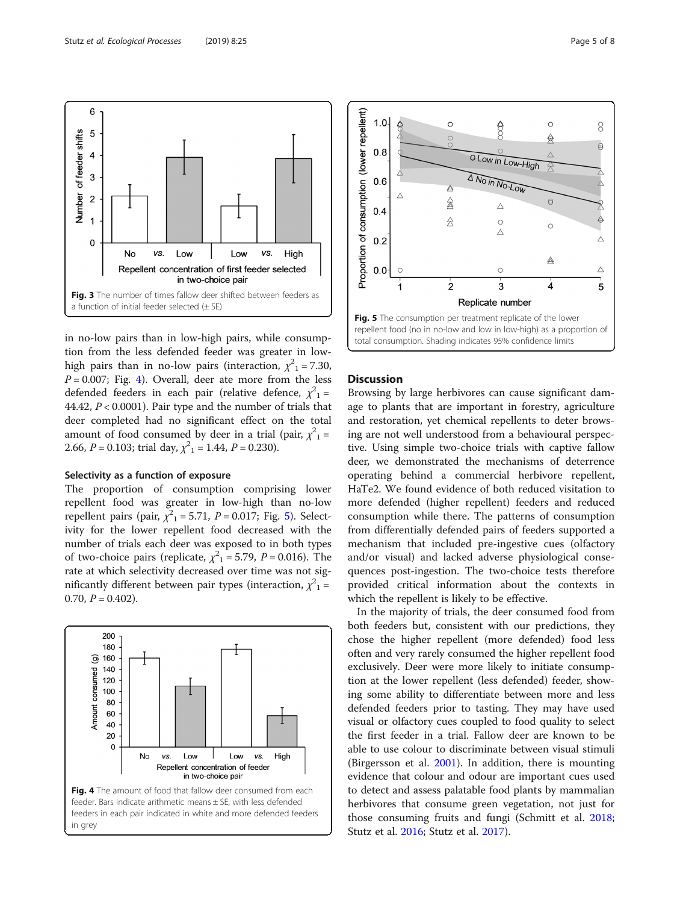Fig. 3 The number of times fallow deer shifted between feeders as a function of initial feeder selected (± SE)

in no-low pairs than in low-high pairs, while consumption from the less defended feeder was greater in low-high pairs than in no-low pairs (interaction, $\chi^2_1 = 7.30$, $P = 0.007$; Fig. 4). Overall, deer ate more from the less defended feeders in each pair (relative defence, $\chi^2_1 = 44.42$, $P < 0.0001$). Pair type and the number of trials that deer completed had no significant effect on the total amount of food consumed by deer in a trial (pair, $\chi^2_1 = 2.66$, $P = 0.103$; trial day, $\chi^2_1 = 1.44$, $P = 0.230$).

### Selectivity as a function of exposure

The proportion of consumption comprising lower repellent food was greater in low-high than no-low repellent pairs (pair, $\chi^2_1 = 5.71$, $P = 0.017$; Fig. 5). Selectivity for the lower repellent food decreased with the number of trials each deer was exposed to in both types of two-choice pairs (replicate, $\chi^2_1 = 5.79$, $P = 0.016$). The rate at which selectivity decreased over time was not significantly different between pair types (interaction, $\chi^2_1 = 0.70$, $P = 0.402$).

Fig. 4 The amount of food that fallow deer consumed from each feeder. Bars indicate arithmetic means ± SE, with less defended feeders in each pair indicated in white and more defended feeders in grey

Fig. 5 The consumption per treatment replicate of the lower repellent food (no in no-low and low in low-high) as a proportion of total consumption. Shading indicates 95% confidence limits

## Discussion

Browsing by large herbivores can cause significant damage to plants that are important in forestry, agriculture and restoration, yet chemical repellents to deter browsing are not well understood from a behavioural perspective. Using simple two-choice trials with captive fallow deer, we demonstrated the mechanisms of deterrence operating behind a commercial herbivore repellent, HaTe2. We found evidence of both reduced visitation to more defended (higher repellent) feeders and reduced consumption while there. The patterns of consumption from differentially defended pairs of feeders supported a mechanism that included pre-ingestive cues (olfactory and/or visual) and lacked adverse physiological consequences post-ingestion. The two-choice tests therefore provided critical information about the contexts in which the repellent is likely to be effective.

In the majority of trials, the deer consumed food from both feeders but, consistent with our predictions, they chose the higher repellent (more defended) food less often and very rarely consumed the higher repellent food exclusively. Deer were more likely to initiate consumption at the lower repellent (less defended) feeder, showing some ability to differentiate between more and less defended feeders prior to tasting. They may have used visual or olfactory cues coupled to food quality to select the first feeder in a trial. Fallow deer are known to be able to use colour to discriminate between visual stimuli (Birgersson et al. 2001). In addition, there is mounting evidence that colour and odour are important cues used to detect and assess palatable food plants by mammalian herbivores that consume green vegetation, not just for those consuming fruits and fungi (Schmitt et al. 2018; Stutz et al. 2016; Stutz et al. 2017).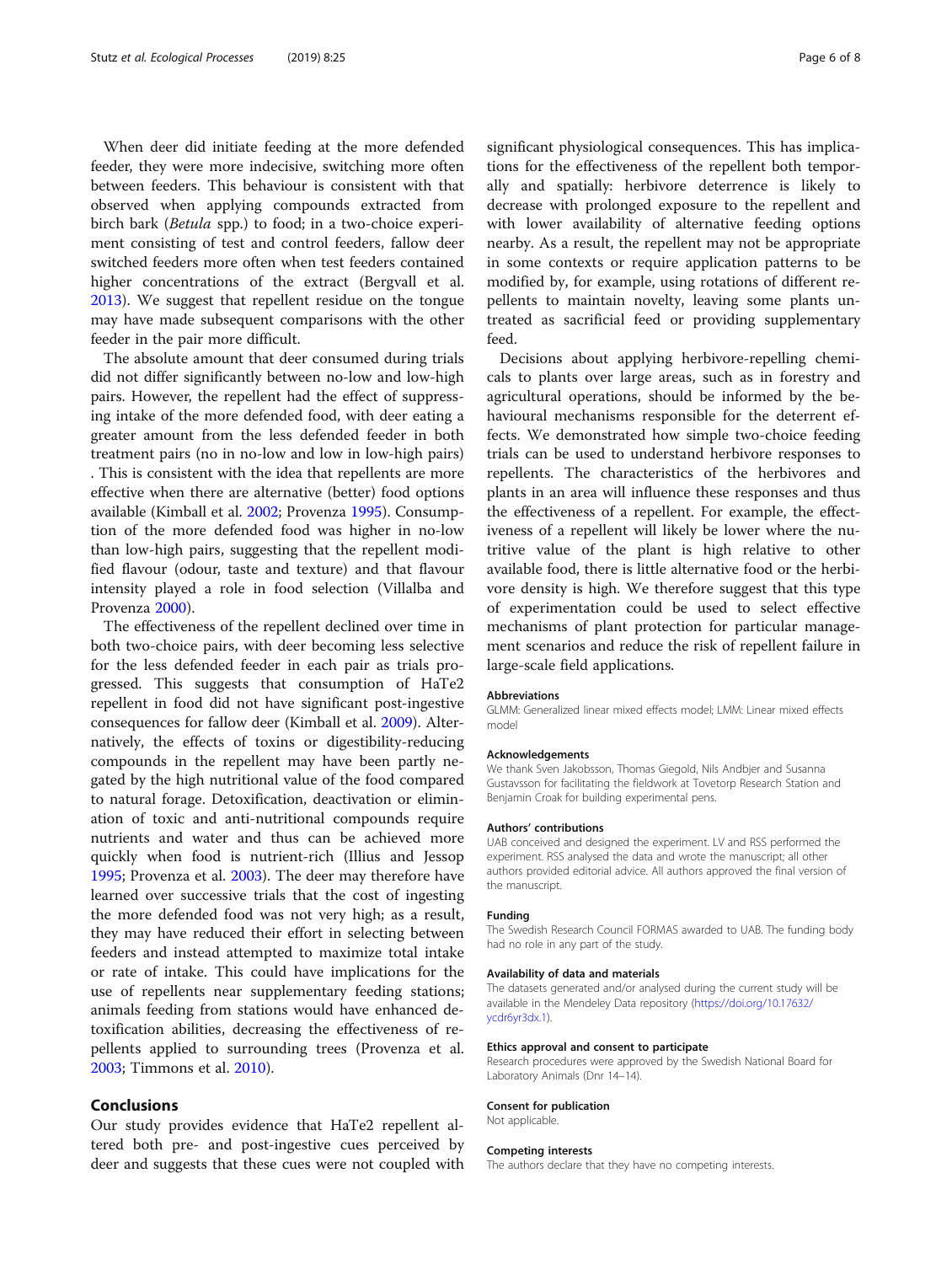When deer did initiate feeding at the more defended feeder, they were more indecisive, switching more often between feeders. This behaviour is consistent with that observed when applying compounds extracted from birch bark (*Betula* spp.) to food; in a two-choice experiment consisting of test and control feeders, fallow deer switched feeders more often when test feeders contained higher concentrations of the extract (Bergvall et al. 2013). We suggest that repellent residue on the tongue may have made subsequent comparisons with the other feeder in the pair more difficult.

The absolute amount that deer consumed during trials did not differ significantly between no-low and low-high pairs. However, the repellent had the effect of suppressing intake of the more defended food, with deer eating a greater amount from the less defended feeder in both treatment pairs (no in no-low and low in low-high pairs) . This is consistent with the idea that repellents are more effective when there are alternative (better) food options available (Kimball et al. 2002; Provenza 1995). Consumption of the more defended food was higher in no-low than low-high pairs, suggesting that the repellent modified flavour (odour, taste and texture) and that flavour intensity played a role in food selection (Villalba and Provenza 2000).

The effectiveness of the repellent declined over time in both two-choice pairs, with deer becoming less selective for the less defended feeder in each pair as trials progressed. This suggests that consumption of HaTe2 repellent in food did not have significant post-ingestive consequences for fallow deer (Kimball et al. 2009). Alternatively, the effects of toxins or digestibility-reducing compounds in the repellent may have been partly negated by the high nutritional value of the food compared to natural forage. Detoxification, deactivation or elimination of toxic and anti-nutritional compounds require nutrients and water and thus can be achieved more quickly when food is nutrient-rich (Illius and Jessop 1995; Provenza et al. 2003). The deer may therefore have learned over successive trials that the cost of ingesting the more defended food was not very high; as a result, they may have reduced their effort in selecting between feeders and instead attempted to maximize total intake or rate of intake. This could have implications for the use of repellents near supplementary feeding stations; animals feeding from stations would have enhanced detoxification abilities, decreasing the effectiveness of repellents applied to surrounding trees (Provenza et al. 2003; Timmons et al. 2010).

## Conclusions

Our study provides evidence that HaTe2 repellent altered both pre- and post-ingestive cues perceived by deer and suggests that these cues were not coupled with significant physiological consequences. This has implications for the effectiveness of the repellent both temporally and spatially: herbivore deterrence is likely to decrease with prolonged exposure to the repellent and with lower availability of alternative feeding options nearby. As a result, the repellent may not be appropriate in some contexts or require application patterns to be modified by, for example, using rotations of different repellents to maintain novelty, leaving some plants untreated as sacrificial feed or providing supplementary feed.

Decisions about applying herbivore-repelling chemicals to plants over large areas, such as in forestry and agricultural operations, should be informed by the behavioural mechanisms responsible for the deterrent effects. We demonstrated how simple two-choice feeding trials can be used to understand herbivore responses to repellents. The characteristics of the herbivores and plants in an area will influence these responses and thus the effectiveness of a repellent. For example, the effectiveness of a repellent will likely be lower where the nutritive value of the plant is high relative to other available food, there is little alternative food or the herbivore density is high. We therefore suggest that this type of experimentation could be used to select effective mechanisms of plant protection for particular management scenarios and reduce the risk of repellent failure in large-scale field applications.

#### Abbreviations

GLMM: Generalized linear mixed effects model; LMM: Linear mixed effects model

#### Acknowledgements

We thank Sven Jakobsson, Thomas Giegold, Nils Andbjer and Susanna Gustavsson for facilitating the fieldwork at Tovetorp Research Station and Benjamin Croak for building experimental pens.

#### Authors' contributions

UAB conceived and designed the experiment. LV and RSS performed the experiment. RSS analysed the data and wrote the manuscript; all other authors provided editorial advice. All authors approved the final version of the manuscript.

#### Funding

The Swedish Research Council FORMAS awarded to UAB. The funding body had no role in any part of the study.

#### Availability of data and materials

The datasets generated and/or analysed during the current study will be available in the Mendeley Data repository (https://doi.org/10.17632/ycdr6yr3dx.1).

#### Ethics approval and consent to participate

Research procedures were approved by the Swedish National Board for Laboratory Animals (Dnr 14–14).

#### Consent for publication

Not applicable.

#### Competing interests

The authors declare that they have no competing interests.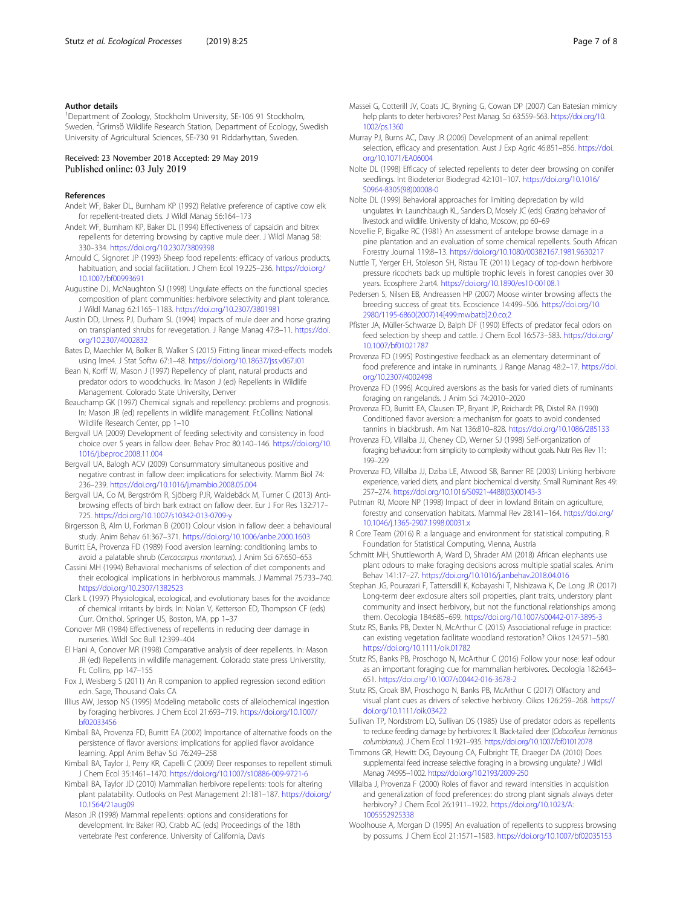### Author details

[1]Department of Zoology, Stockholm University, SE-106 91 Stockholm, Sweden. [2]Grimsö Wildlife Research Station, Department of Ecology, Swedish University of Agricultural Sciences, SE-730 91 Riddarhyttan, Sweden.

Received: 23 November 2018 Accepted: 29 May 2019
Published online: 03 July 2019

### References

Andelt WF, Baker DL, Burnham KP (1992) Relative preference of captive cow elk for repellent-treated diets. J Wildl Manag 56:164–173

Andelt WF, Burnham KP, Baker DL (1994) Effectiveness of capsaicin and bitrex repellents for deterring browsing by captive mule deer. J Wildl Manag 58: 330–334. https://doi.org/10.2307/3809398

Arnould C, Signoret JP (1993) Sheep food repellents: efficacy of various products, habituation, and social facilitation. J Chem Ecol 19:225–236. https://doi.org/10.1007/bf00993691

Augustine DJ, McNaughton SJ (1998) Ungulate effects on the functional species composition of plant communities: herbivore selectivity and plant tolerance. J Wildl Manag 62:1165–1183. https://doi.org/10.2307/3801981

Austin DD, Urness PJ, Durham SL (1994) Impacts of mule deer and horse grazing on transplanted shrubs for revegetation. J Range Manag 47:8–11. https://doi.org/10.2307/4002832

Bates D, Maechler M, Bolker B, Walker S (2015) Fitting linear mixed-effects models using lme4. J Stat Softw 67:1–48. https://doi.org/10.18637/jss.v067.i01

Bean N, Korff W, Mason J (1997) Repellency of plant, natural products and predator odors to woodchucks. In: Mason J (ed) Repellents in Wildlife Management. Colorado State University, Denver

Beauchamp GK (1997) Chemical signals and repellency: problems and prognosis. In: Mason JR (ed) repellents in wildlife management. Ft.Collins: National Wildlife Research Center, pp 1–10

Bergvall UA (2009) Development of feeding selectivity and consistency in food choice over 5 years in fallow deer. Behav Proc 80:140–146. https://doi.org/10.1016/j.beproc.2008.11.004

Bergvall UA, Balogh ACV (2009) Consummatory simultaneous positive and negative contrast in fallow deer: implications for selectivity. Mamm Biol 74: 236–239. https://doi.org/10.1016/j.mambio.2008.05.004

Bergvall UA, Co M, Bergström R, Sjöberg PJR, Waldebäck M, Turner C (2013) Anti-browsing effects of birch bark extract on fallow deer. Eur J For Res 132:717–725. https://doi.org/10.1007/s10342-013-0709-y

Birgersson B, Alm U, Forkman B (2001) Colour vision in fallow deer: a behavioural study. Anim Behav 61:367–371. https://doi.org/10.1006/anbe.2000.1603

Burritt EA, Provenza FD (1989) Food aversion learning: conditioning lambs to avoid a palatable shrub (*Cercocarpus montanus*). J Anim Sci 67:650–653

Cassini MH (1994) Behavioral mechanisms of selection of diet components and their ecological implications in herbivorous mammals. J Mammal 75:733–740. https://doi.org/10.2307/1382523

Clark L (1997) Physiological, ecological, and evolutionary bases for the avoidance of chemical irritants by birds. In: Nolan V, Ketterson ED, Thompson CF (eds) Curr. Ornithol. Springer US, Boston, MA, pp 1–37

Conover MR (1984) Effectiveness of repellents in reducing deer damage in nurseries. Wildl Soc Bull 12:399–404

El Hani A, Conover MR (1998) Comparative analysis of deer repellents. In: Mason JR (ed) Repellents in wildlife management. Colorado state press Universtity, Ft. Collins, pp 147–155

Fox J, Weisberg S (2011) An R companion to applied regression second edition edn. Sage, Thousand Oaks CA

Illius AW, Jessop NS (1995) Modeling metabolic costs of allelochemical ingestion by foraging herbivores. J Chem Ecol 21:693–719. https://doi.org/10.1007/bf02033456

Kimball BA, Provenza FD, Burritt EA (2002) Importance of alternative foods on the persistence of flavor aversions: implications for applied flavor avoidance learning. Appl Anim Behav Sci 76:249–258

Kimball BA, Taylor J, Perry KR, Capelli C (2009) Deer responses to repellent stimuli. J Chem Ecol 35:1461–1470. https://doi.org/10.1007/s10886-009-9721-6

Kimball BA, Taylor JD (2010) Mammalian herbivore repellents: tools for altering plant palatability. Outlooks on Pest Management 21:181–187. https://doi.org/10.1564/21aug09

Mason JR (1998) Mammal repellents: options and considerations for development. In: Baker RO, Crabb AC (eds) Proceedings of the 18th vertebrate Pest conference. University of California, Davis

Massei G, Cotterill JV, Coats JC, Bryning G, Cowan DP (2007) Can Batesian mimicry help plants to deter herbivores? Pest Manag. Sci 63:559–563. https://doi.org/10.1002/ps.1360

Murray PJ, Burns AC, Davy JR (2006) Development of an animal repellent: selection, efficacy and presentation. Aust J Exp Agric 46:851–856. https://doi.org/10.1071/EA06004

Nolte DL (1998) Efficacy of selected repellents to deter deer browsing on conifer seedlings. Int Biodeterior Biodegrad 42:101–107. https://doi.org/10.1016/S0964-8305(98)00008-0

Nolte DL (1999) Behavioral approaches for limiting depredation by wild ungulates. In: Launchbaugh KL, Sanders D, Mosely JC (eds) Grazing behavior of livestock and wildlife. University of Idaho, Moscow, pp 60–69

Novellie P, Bigalke RC (1981) An assessment of antelope browse damage in a pine plantation and an evaluation of some chemical repellents. South African Forestry Journal 119:8–13. https://doi.org/10.1080/00382167.1981.9630217

Nuttle T, Yerger EH, Stoleson SH, Ristau TE (2011) Legacy of top-down herbivore pressure ricochets back up multiple trophic levels in forest canopies over 30 years. Ecosphere 2:art4. https://doi.org/10.1890/es10-00108.1

Pedersen S, Nilsen EB, Andreassen HP (2007) Moose winter browsing affects the breeding success of great tits. Ecoscience 14:499–506. https://doi.org/10.2980/1195-6860(2007)14[499:mwbatb]2.0.co;2

Pfister JA, Müller-Schwarze D, Balph DF (1990) Effects of predator fecal odors on feed selection by sheep and cattle. J Chem Ecol 16:573–583. https://doi.org/10.1007/bf01021787

Provenza FD (1995) Postingestive feedback as an elementary determinant of food preference and intake in ruminants. J Range Manag 48:2–17. https://doi.org/10.2307/4002498

Provenza FD (1996) Acquired aversions as the basis for varied diets of ruminants foraging on rangelands. J Anim Sci 74:2010–2020

Provenza FD, Burritt EA, Clausen TP, Bryant JP, Reichardt PB, Distel RA (1990) Conditioned flavor aversion: a mechanism for goats to avoid condensed tannins in blackbrush. Am Nat 136:810–828. https://doi.org/10.1086/285133

Provenza FD, Villalba JJ, Cheney CD, Werner SJ (1998) Self-organization of foraging behaviour: from simplicity to complexity without goals. Nutr Res Rev 11: 199–229

Provenza FD, Villalba JJ, Dziba LE, Atwood SB, Banner RE (2003) Linking herbivore experience, varied diets, and plant biochemical diversity. Small Ruminant Res 49: 257–274. https://doi.org/10.1016/S0921-4488(03)00143-3

Putman RJ, Moore NP (1998) Impact of deer in lowland Britain on agriculture, forestry and conservation habitats. Mammal Rev 28:141–164. https://doi.org/10.1046/j.1365-2907.1998.00031.x

R Core Team (2016) R: a language and environment for statistical computing. R Foundation for Statistical Computing, Vienna, Austria

Schmitt MH, Shuttleworth A, Ward D, Shrader AM (2018) African elephants use plant odours to make foraging decisions across multiple spatial scales. Anim Behav 141:17–27. https://doi.org/10.1016/j.anbehav.2018.04.016

Stephan JG, Pourazari F, Tattersdill K, Kobayashi T, Nishizawa K, De Long JR (2017) Long-term deer exclosure alters soil properties, plant traits, understory plant community and insect herbivory, but not the functional relationships among them. Oecologia 184:685–699. https://doi.org/10.1007/s00442-017-3895-3

Stutz RS, Banks PB, Dexter N, McArthur C (2015) Associational refuge in practice: can existing vegetation facilitate woodland restoration? Oikos 124:571–580. https://doi.org/10.1111/oik.01782

Stutz RS, Banks PB, Proschogo N, McArthur C (2016) Follow your nose: leaf odour as an important foraging cue for mammalian herbivores. Oecologia 182:643–651. https://doi.org/10.1007/s00442-016-3678-2

Stutz RS, Croak BM, Proschogo N, Banks PB, McArthur C (2017) Olfactory and visual plant cues as drivers of selective herbivory. Oikos 126:259–268. https://doi.org/10.1111/oik.03422

Sullivan TP, Nordstrom LO, Sullivan DS (1985) Use of predator odors as repellents to reduce feeding damage by herbivores: II. Black-tailed deer (*Odocoileus hemionus columbianus*). J Chem Ecol 11:921–935. https://doi.org/10.1007/bf01012078

Timmons GR, Hewitt DG, Deyoung CA, Fulbright TE, Draeger DA (2010) Does supplemental feed increase selective foraging in a browsing ungulate? J Wildl Manag 74:995–1002. https://doi.org/10.2193/2009-250

Villalba J, Provenza F (2000) Roles of flavor and reward intensities in acquisition and generalization of food preferences: do strong plant signals always deter herbivory? J Chem Ecol 26:1911–1922. https://doi.org/10.1023/A:1005552925338

Woolhouse A, Morgan D (1995) An evaluation of repellents to suppress browsing by possums. J Chem Ecol 21:1571–1583. https://doi.org/10.1007/bf02035153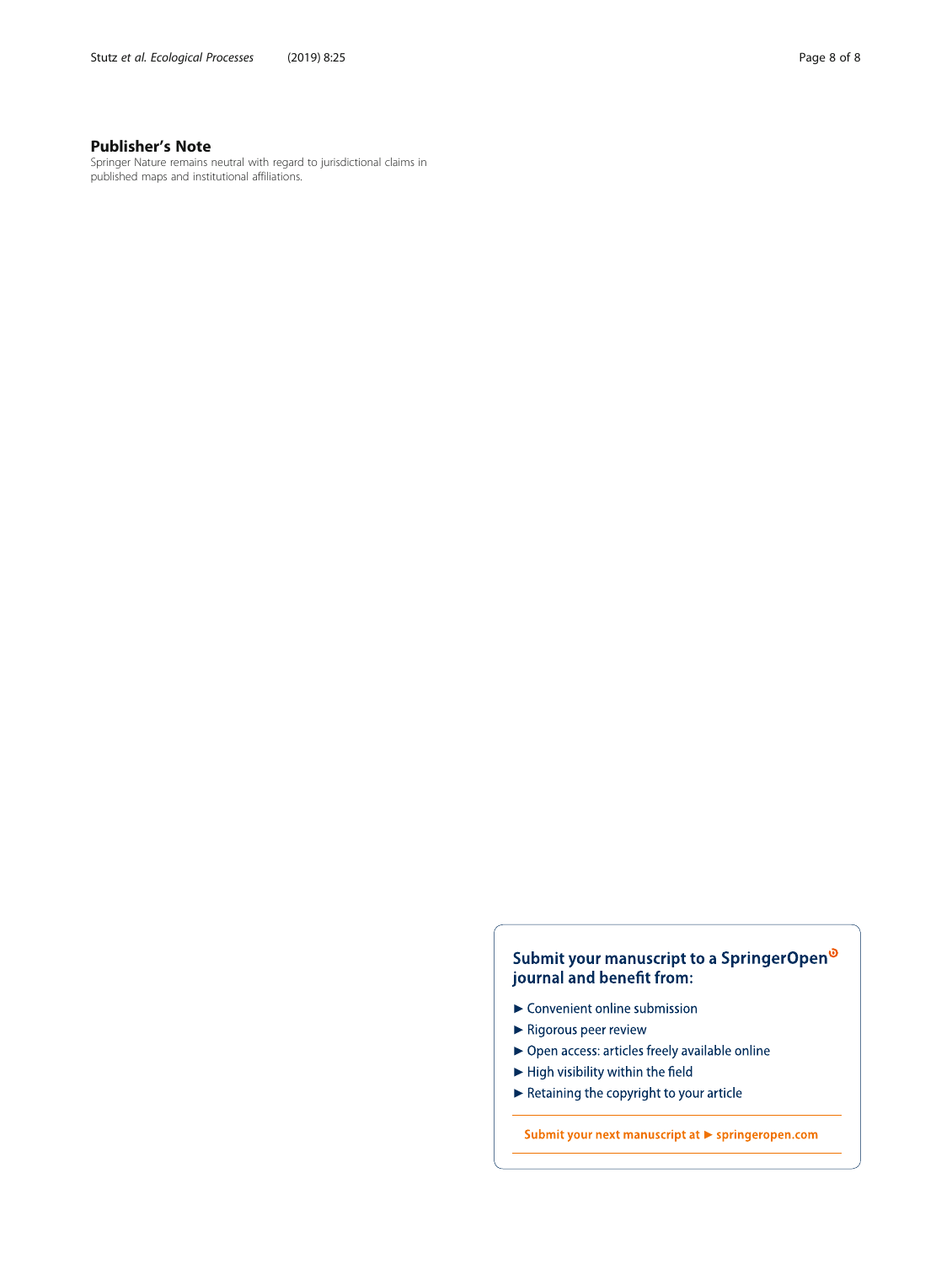## Publisher's Note

Springer Nature remains neutral with regard to jurisdictional claims in published maps and institutional affiliations.

**Submit your manuscript to a SpringerOpen journal and benefit from:**

- ► Convenient online submission
- ► Rigorous peer review
- ► Open access: articles freely available online
- ► High visibility within the field
- ► Retaining the copyright to your article

**Submit your next manuscript at ► springeropen.com**